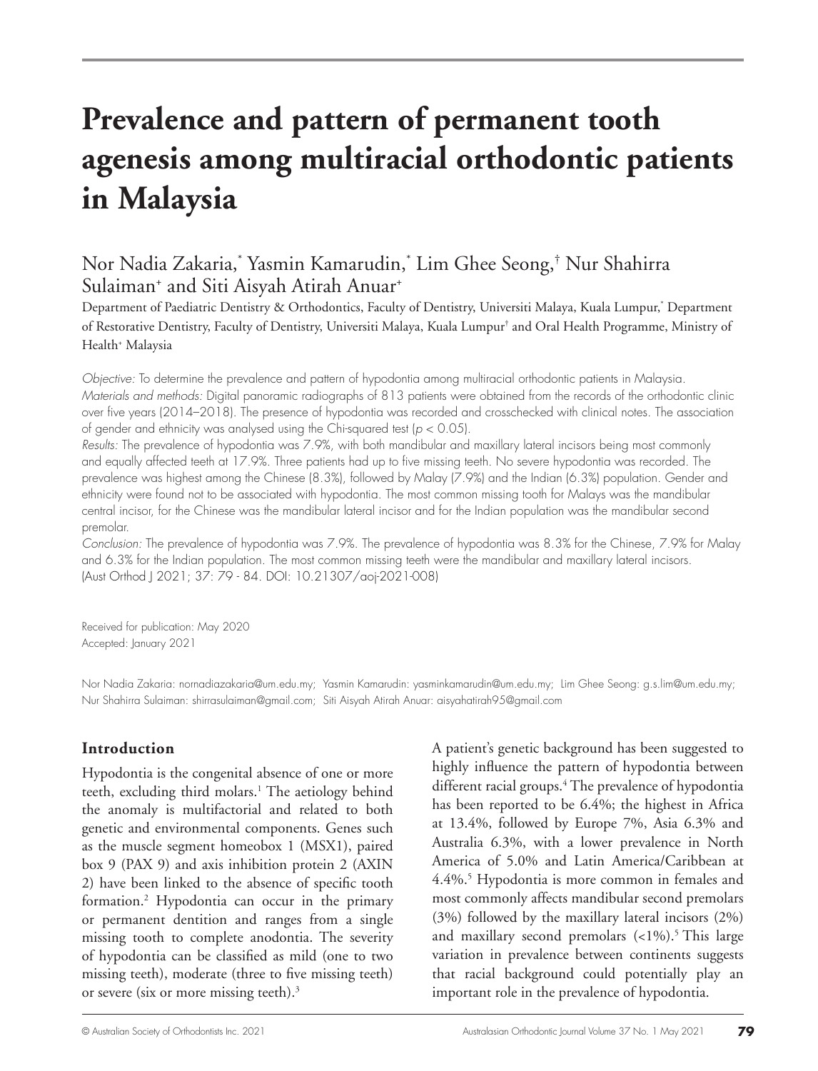# Prevalence and pattern of permanent tooth agenesis among multiracial orthodontic patients in Malaysia

Nor Nadia Zakaria,[*] Yasmin Kamarudin,[*] Lim Ghee Seong,[†] Nur Shahirra Sulaiman[+] and Siti Aisyah Atirah Anuar[+]

Department of Paediatric Dentistry & Orthodontics, Faculty of Dentistry, Universiti Malaya, Kuala Lumpur,[*] Department of Restorative Dentistry, Faculty of Dentistry, Universiti Malaya, Kuala Lumpur[†] and Oral Health Programme, Ministry of Health[+] Malaysia

*Objective:* To determine the prevalence and pattern of hypodontia among multiracial orthodontic patients in Malaysia.
*Materials and methods:* Digital panoramic radiographs of 813 patients were obtained from the records of the orthodontic clinic over five years (2014–2018). The presence of hypodontia was recorded and crosschecked with clinical notes. The association of gender and ethnicity was analysed using the Chi-squared test ($p < 0.05$).
*Results:* The prevalence of hypodontia was 7.9%, with both mandibular and maxillary lateral incisors being most commonly and equally affected teeth at 17.9%. Three patients had up to five missing teeth. No severe hypodontia was recorded. The prevalence was highest among the Chinese (8.3%), followed by Malay (7.9%) and the Indian (6.3%) population. Gender and ethnicity were found not to be associated with hypodontia. The most common missing tooth for Malays was the mandibular central incisor, for the Chinese was the mandibular lateral incisor and for the Indian population was the mandibular second premolar.
*Conclusion:* The prevalence of hypodontia was 7.9%. The prevalence of hypodontia was 8.3% for the Chinese, 7.9% for Malay and 6.3% for the Indian population. The most common missing teeth were the mandibular and maxillary lateral incisors.
(Aust Orthod J 2021; 37: 79 - 84. DOI: 10.21307/aoj-2021-008)

Received for publication: May 2020
Accepted: January 2021

Nor Nadia Zakaria: nornadiazakaria@um.edu.my; Yasmin Kamarudin: yasminkamarudin@um.edu.my; Lim Ghee Seong: g.s.lim@um.edu.my; Nur Shahirra Sulaiman: shirrasulaiman@gmail.com; Siti Aisyah Atirah Anuar: aisyahatirah95@gmail.com

## Introduction

Hypodontia is the congenital absence of one or more teeth, excluding third molars.[1] The aetiology behind the anomaly is multifactorial and related to both genetic and environmental components. Genes such as the muscle segment homeobox 1 (MSX1), paired box 9 (PAX 9) and axis inhibition protein 2 (AXIN 2) have been linked to the absence of specific tooth formation.[2] Hypodontia can occur in the primary or permanent dentition and ranges from a single missing tooth to complete anodontia. The severity of hypodontia can be classified as mild (one to two missing teeth), moderate (three to five missing teeth) or severe (six or more missing teeth).[3]

A patient's genetic background has been suggested to highly influence the pattern of hypodontia between different racial groups.[4] The prevalence of hypodontia has been reported to be 6.4%; the highest in Africa at 13.4%, followed by Europe 7%, Asia 6.3% and Australia 6.3%, with a lower prevalence in North America of 5.0% and Latin America/Caribbean at 4.4%.[5] Hypodontia is more common in females and most commonly affects mandibular second premolars (3%) followed by the maxillary lateral incisors (2%) and maxillary second premolars (<1%).[5] This large variation in prevalence between continents suggests that racial background could potentially play an important role in the prevalence of hypodontia.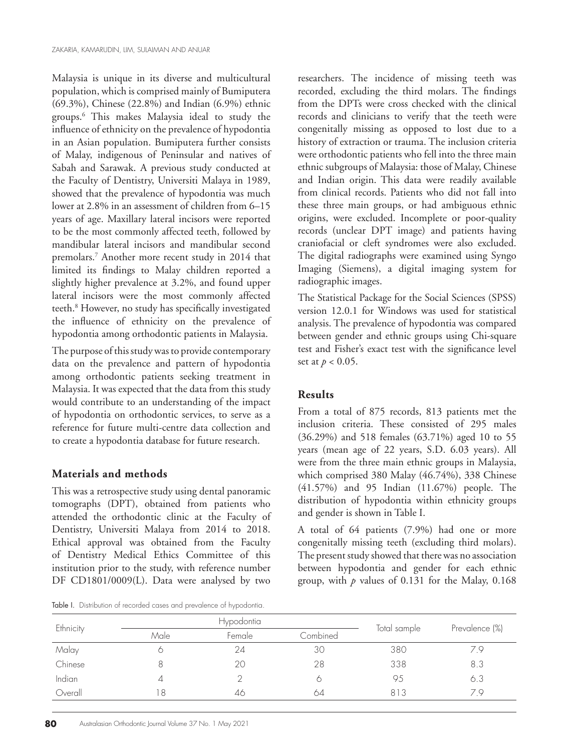Malaysia is unique in its diverse and multicultural population, which is comprised mainly of Bumiputera (69.3%), Chinese (22.8%) and Indian (6.9%) ethnic groups.[6] This makes Malaysia ideal to study the influence of ethnicity on the prevalence of hypodontia in an Asian population. Bumiputera further consists of Malay, indigenous of Peninsular and natives of Sabah and Sarawak. A previous study conducted at the Faculty of Dentistry, Universiti Malaya in 1989, showed that the prevalence of hypodontia was much lower at 2.8% in an assessment of children from 6–15 years of age. Maxillary lateral incisors were reported to be the most commonly affected teeth, followed by mandibular lateral incisors and mandibular second premolars.[7] Another more recent study in 2014 that limited its findings to Malay children reported a slightly higher prevalence at 3.2%, and found upper lateral incisors were the most commonly affected teeth.[8] However, no study has specifically investigated the influence of ethnicity on the prevalence of hypodontia among orthodontic patients in Malaysia.

The purpose of this study was to provide contemporary data on the prevalence and pattern of hypodontia among orthodontic patients seeking treatment in Malaysia. It was expected that the data from this study would contribute to an understanding of the impact of hypodontia on orthodontic services, to serve as a reference for future multi-centre data collection and to create a hypodontia database for future research.

## Materials and methods

This was a retrospective study using dental panoramic tomographs (DPT), obtained from patients who attended the orthodontic clinic at the Faculty of Dentistry, Universiti Malaya from 2014 to 2018. Ethical approval was obtained from the Faculty of Dentistry Medical Ethics Committee of this institution prior to the study, with reference number DF CD1801/0009(L). Data were analysed by two researchers. The incidence of missing teeth was recorded, excluding the third molars. The findings from the DPTs were cross checked with the clinical records and clinicians to verify that the teeth were congenitally missing as opposed to lost due to a history of extraction or trauma. The inclusion criteria were orthodontic patients who fell into the three main ethnic subgroups of Malaysia: those of Malay, Chinese and Indian origin. This data were readily available from clinical records. Patients who did not fall into these three main groups, or had ambiguous ethnic origins, were excluded. Incomplete or poor-quality records (unclear DPT image) and patients having craniofacial or cleft syndromes were also excluded. The digital radiographs were examined using Syngo Imaging (Siemens), a digital imaging system for radiographic images.

The Statistical Package for the Social Sciences (SPSS) version 12.0.1 for Windows was used for statistical analysis. The prevalence of hypodontia was compared between gender and ethnic groups using Chi-square test and Fisher's exact test with the significance level set at $p < 0.05$.

## Results

From a total of 875 records, 813 patients met the inclusion criteria. These consisted of 295 males (36.29%) and 518 females (63.71%) aged 10 to 55 years (mean age of 22 years, S.D. 6.03 years). All were from the three main ethnic groups in Malaysia, which comprised 380 Malay (46.74%), 338 Chinese (41.57%) and 95 Indian (11.67%) people. The distribution of hypodontia within ethnicity groups and gender is shown in Table I.

A total of 64 patients (7.9%) had one or more congenitally missing teeth (excluding third molars). The present study showed that there was no association between hypodontia and gender for each ethnic group, with $p$ values of 0.131 for the Malay, 0.168

Table I. Distribution of recorded cases and prevalence of hypodontia.

| Ethnicity | Hypodontia | | | Total sample | Prevalence (%) |
|---|---|---|---|---|---|
| | Male | Female | Combined | | |
| Malay | 6 | 24 | 30 | 380 | 7.9 |
| Chinese | 8 | 20 | 28 | 338 | 8.3 |
| Indian | 4 | 2 | 6 | 95 | 6.3 |
| Overall | 18 | 46 | 64 | 813 | 7.9 |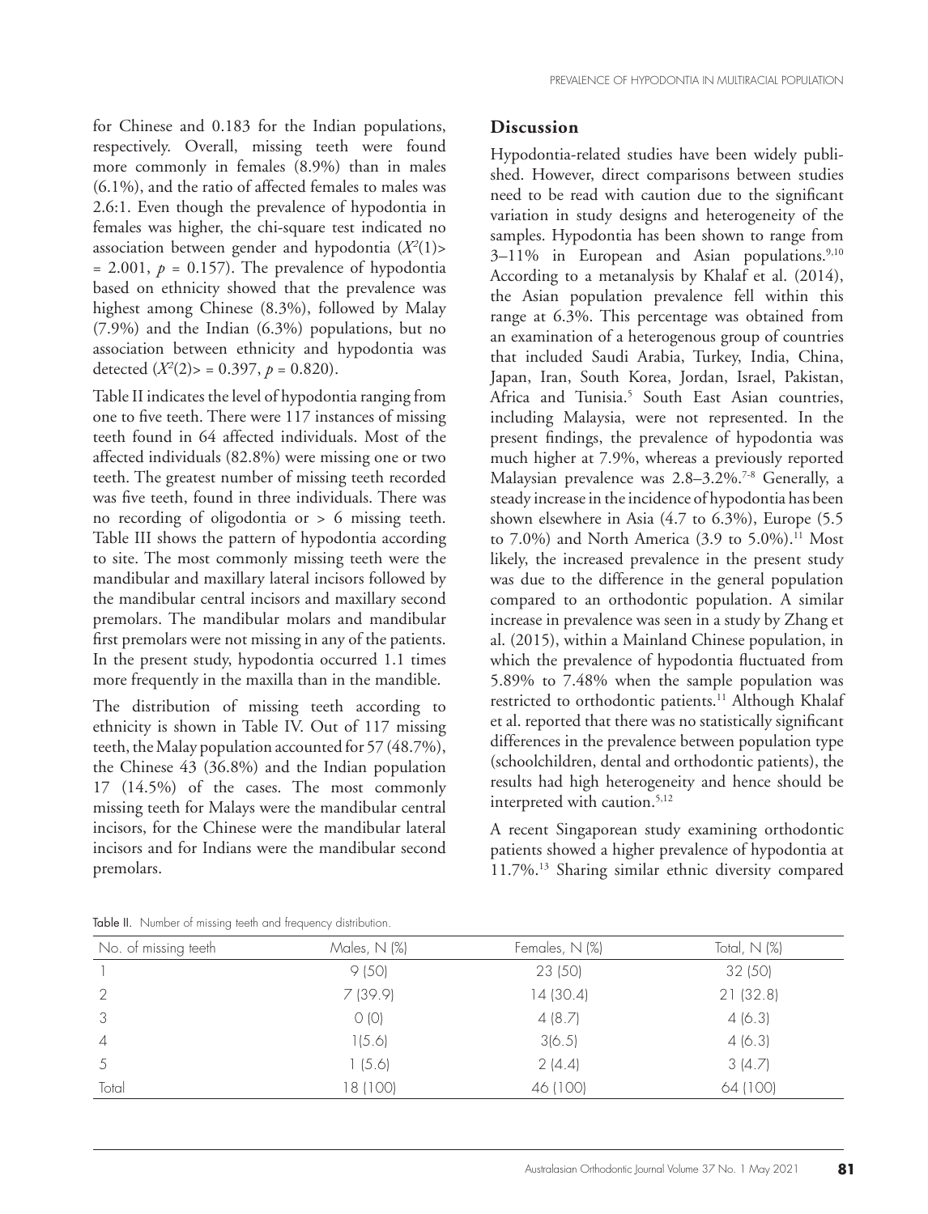for Chinese and 0.183 for the Indian populations, respectively. Overall, missing teeth were found more commonly in females (8.9%) than in males (6.1%), and the ratio of affected females to males was 2.6:1. Even though the prevalence of hypodontia in females was higher, the chi-square test indicated no association between gender and hypodontia ($X^2(1)>= 2.001$, $p = 0.157$). The prevalence of hypodontia based on ethnicity showed that the prevalence was highest among Chinese (8.3%), followed by Malay (7.9%) and the Indian (6.3%) populations, but no association between ethnicity and hypodontia was detected ($X^2(2)>= 0.397$, $p = 0.820$).

Table II indicates the level of hypodontia ranging from one to five teeth. There were 117 instances of missing teeth found in 64 affected individuals. Most of the affected individuals (82.8%) were missing one or two teeth. The greatest number of missing teeth recorded was five teeth, found in three individuals. There was no recording of oligodontia or > 6 missing teeth. Table III shows the pattern of hypodontia according to site. The most commonly missing teeth were the mandibular and maxillary lateral incisors followed by the mandibular central incisors and maxillary second premolars. The mandibular molars and mandibular first premolars were not missing in any of the patients. In the present study, hypodontia occurred 1.1 times more frequently in the maxilla than in the mandible.

The distribution of missing teeth according to ethnicity is shown in Table IV. Out of 117 missing teeth, the Malay population accounted for 57 (48.7%), the Chinese 43 (36.8%) and the Indian population 17 (14.5%) of the cases. The most commonly missing teeth for Malays were the mandibular central incisors, for the Chinese were the mandibular lateral incisors and for Indians were the mandibular second premolars.

## Discussion

Hypodontia-related studies have been widely published. However, direct comparisons between studies need to be read with caution due to the significant variation in study designs and heterogeneity of the samples. Hypodontia has been shown to range from 3–11% in European and Asian populations.[9,10] According to a metanalysis by Khalaf et al. (2014), the Asian population prevalence fell within this range at 6.3%. This percentage was obtained from an examination of a heterogenous group of countries that included Saudi Arabia, Turkey, India, China, Japan, Iran, South Korea, Jordan, Israel, Pakistan, Africa and Tunisia.[5] South East Asian countries, including Malaysia, were not represented. In the present findings, the prevalence of hypodontia was much higher at 7.9%, whereas a previously reported Malaysian prevalence was 2.8–3.2%.[7-8] Generally, a steady increase in the incidence of hypodontia has been shown elsewhere in Asia (4.7 to 6.3%), Europe (5.5 to 7.0%) and North America (3.9 to 5.0%).[11] Most likely, the increased prevalence in the present study was due to the difference in the general population compared to an orthodontic population. A similar increase in prevalence was seen in a study by Zhang et al. (2015), within a Mainland Chinese population, in which the prevalence of hypodontia fluctuated from 5.89% to 7.48% when the sample population was restricted to orthodontic patients.[11] Although Khalaf et al. reported that there was no statistically significant differences in the prevalence between population type (schoolchildren, dental and orthodontic patients), the results had high heterogeneity and hence should be interpreted with caution.[5,12]

A recent Singaporean study examining orthodontic patients showed a higher prevalence of hypodontia at 11.7%.[13] Sharing similar ethnic diversity compared

Table II. Number of missing teeth and frequency distribution.

| No. of missing teeth | Males, N (%) | Females, N (%) | Total, N (%) |
|---|---|---|---|
| 1 | 9 (50) | 23 (50) | 32 (50) |
| 2 | 7 (39.9) | 14 (30.4) | 21 (32.8) |
| 3 | 0 (0) | 4 (8.7) | 4 (6.3) |
| 4 | 1(5.6) | 3(6.5) | 4 (6.3) |
| 5 | 1 (5.6) | 2 (4.4) | 3 (4.7) |
| Total | 18 (100) | 46 (100) | 64 (100) |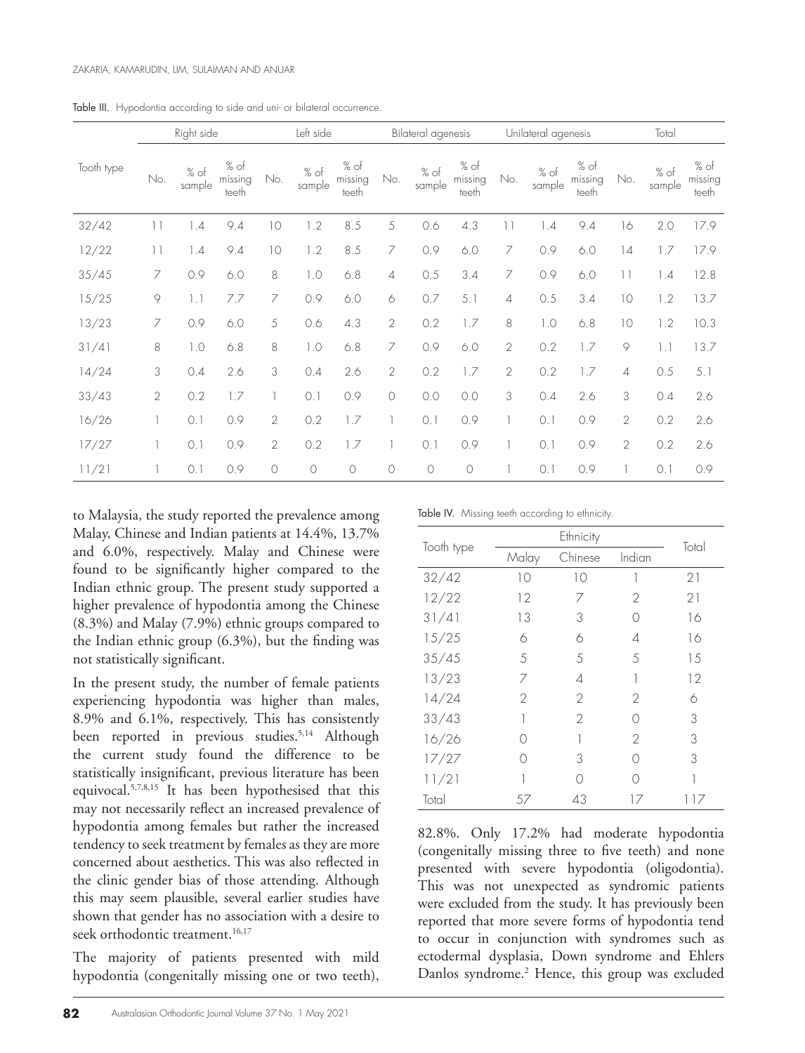Table III. Hypodontia according to side and uni- or bilateral occurrence.

| Tooth type | Right side | | | Left side | | | Bilateral agenesis | | | Unilateral agenesis | | | Total | | |
|---|---|---|---|---|---|---|---|---|---|---|---|---|---|---|---|
| | No. | % of sample | % of missing teeth | No. | % of sample | % of missing teeth | No. | % of sample | % of missing teeth | No. | % of sample | % of missing teeth | No. | % of sample | % of missing teeth |
| 32/42 | 11 | 1.4 | 9.4 | 10 | 1.2 | 8.5 | 5 | 0.6 | 4.3 | 11 | 1.4 | 9.4 | 16 | 2.0 | 17.9 |
| 12/22 | 11 | 1.4 | 9.4 | 10 | 1.2 | 8.5 | 7 | 0.9 | 6.0 | 7 | 0.9 | 6.0 | 14 | 1.7 | 17.9 |
| 35/45 | 7 | 0.9 | 6.0 | 8 | 1.0 | 6.8 | 4 | 0.5 | 3.4 | 7 | 0.9 | 6.0 | 11 | 1.4 | 12.8 |
| 15/25 | 9 | 1.1 | 7.7 | 7 | 0.9 | 6.0 | 6 | 0.7 | 5.1 | 4 | 0.5 | 3.4 | 10 | 1.2 | 13.7 |
| 13/23 | 7 | 0.9 | 6.0 | 5 | 0.6 | 4.3 | 2 | 0.2 | 1.7 | 8 | 1.0 | 6.8 | 10 | 1.2 | 10.3 |
| 31/41 | 8 | 1.0 | 6.8 | 8 | 1.0 | 6.8 | 7 | 0.9 | 6.0 | 2 | 0.2 | 1.7 | 9 | 1.1 | 13.7 |
| 14/24 | 3 | 0.4 | 2.6 | 3 | 0.4 | 2.6 | 2 | 0.2 | 1.7 | 2 | 0.2 | 1.7 | 4 | 0.5 | 5.1 |
| 33/43 | 2 | 0.2 | 1.7 | 1 | 0.1 | 0.9 | 0 | 0.0 | 0.0 | 3 | 0.4 | 2.6 | 3 | 0.4 | 2.6 |
| 16/26 | 1 | 0.1 | 0.9 | 2 | 0.2 | 1.7 | 1 | 0.1 | 0.9 | 1 | 0.1 | 0.9 | 2 | 0.2 | 2.6 |
| 17/27 | 1 | 0.1 | 0.9 | 2 | 0.2 | 1.7 | 1 | 0.1 | 0.9 | 1 | 0.1 | 0.9 | 2 | 0.2 | 2.6 |
| 11/21 | 1 | 0.1 | 0.9 | 0 | 0 | 0 | 0 | 0 | 0 | 1 | 0.1 | 0.9 | 1 | 0.1 | 0.9 |

to Malaysia, the study reported the prevalence among Malay, Chinese and Indian patients at 14.4%, 13.7% and 6.0%, respectively. Malay and Chinese were found to be significantly higher compared to the Indian ethnic group. The present study supported a higher prevalence of hypodontia among the Chinese (8.3%) and Malay (7.9%) ethnic groups compared to the Indian ethnic group (6.3%), but the finding was not statistically significant.

In the present study, the number of female patients experiencing hypodontia was higher than males, 8.9% and 6.1%, respectively. This has consistently been reported in previous studies.[5,14] Although the current study found the difference to be statistically insignificant, previous literature has been equivocal.[5,7,8,15] It has been hypothesised that this may not necessarily reflect an increased prevalence of hypodontia among females but rather the increased tendency to seek treatment by females as they are more concerned about aesthetics. This was also reflected in the clinic gender bias of those attending. Although this may seem plausible, several earlier studies have shown that gender has no association with a desire to seek orthodontic treatment.[16,17]

The majority of patients presented with mild hypodontia (congenitally missing one or two teeth), 82.8%. Only 17.2% had moderate hypodontia (congenitally missing three to five teeth) and none presented with severe hypodontia (oligodontia). This was not unexpected as syndromic patients were excluded from the study. It has previously been reported that more severe forms of hypodontia tend to occur in conjunction with syndromes such as ectodermal dysplasia, Down syndrome and Ehlers Danlos syndrome.[2] Hence, this group was excluded

Table IV. Missing teeth according to ethnicity.

| Tooth type | Ethnicity | | | Total |
|---|---|---|---|---|
| | Malay | Chinese | Indian | |
| 32/42 | 10 | 10 | 1 | 21 |
| 12/22 | 12 | 7 | 2 | 21 |
| 31/41 | 13 | 3 | 0 | 16 |
| 15/25 | 6 | 6 | 4 | 16 |
| 35/45 | 5 | 5 | 5 | 15 |
| 13/23 | 7 | 4 | 1 | 12 |
| 14/24 | 2 | 2 | 2 | 6 |
| 33/43 | 1 | 2 | 0 | 3 |
| 16/26 | 0 | 1 | 2 | 3 |
| 17/27 | 0 | 3 | 0 | 3 |
| 11/21 | 1 | 0 | 0 | 1 |
| Total | 57 | 43 | 17 | 117 |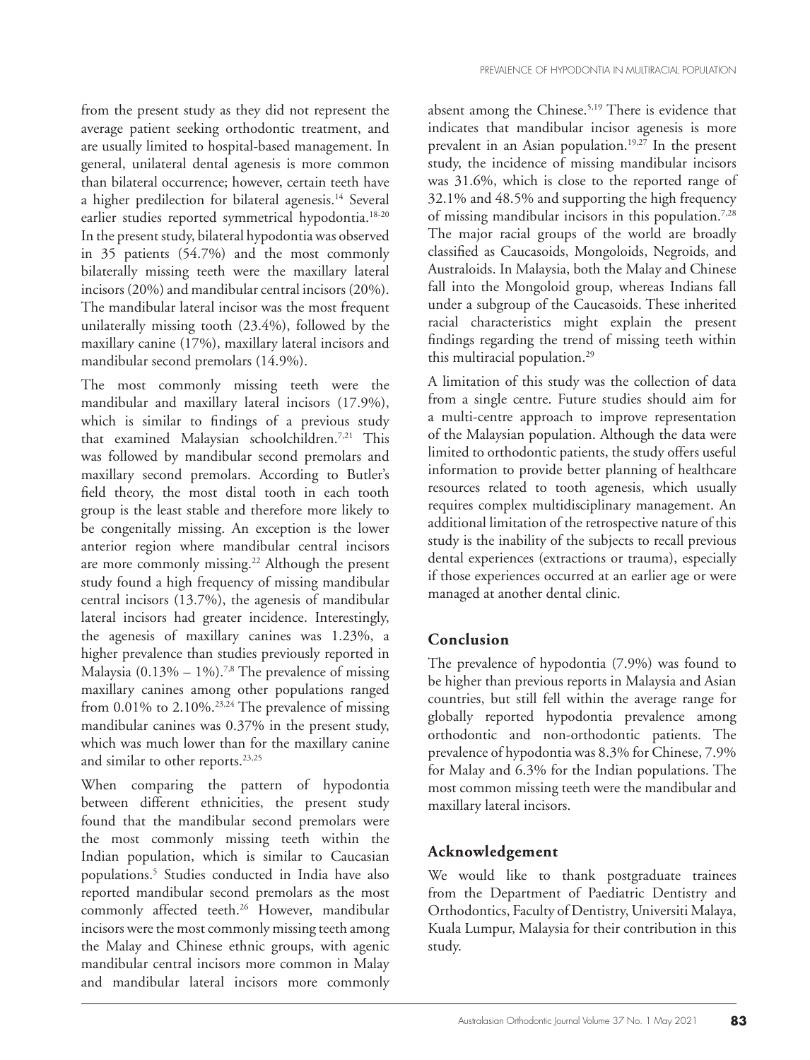from the present study as they did not represent the average patient seeking orthodontic treatment, and are usually limited to hospital-based management. In general, unilateral dental agenesis is more common than bilateral occurrence; however, certain teeth have a higher predilection for bilateral agenesis.[14] Several earlier studies reported symmetrical hypodontia.[18-20] In the present study, bilateral hypodontia was observed in 35 patients (54.7%) and the most commonly bilaterally missing teeth were the maxillary lateral incisors (20%) and mandibular central incisors (20%). The mandibular lateral incisor was the most frequent unilaterally missing tooth (23.4%), followed by the maxillary canine (17%), maxillary lateral incisors and mandibular second premolars (14.9%).

The most commonly missing teeth were the mandibular and maxillary lateral incisors (17.9%), which is similar to findings of a previous study that examined Malaysian schoolchildren.[7,21] This was followed by mandibular second premolars and maxillary second premolars. According to Butler's field theory, the most distal tooth in each tooth group is the least stable and therefore more likely to be congenitally missing. An exception is the lower anterior region where mandibular central incisors are more commonly missing.[22] Although the present study found a high frequency of missing mandibular central incisors (13.7%), the agenesis of mandibular lateral incisors had greater incidence. Interestingly, the agenesis of maxillary canines was 1.23%, a higher prevalence than studies previously reported in Malaysia (0.13% – 1%).[7,8] The prevalence of missing maxillary canines among other populations ranged from 0.01% to 2.10%.[23,24] The prevalence of missing mandibular canines was 0.37% in the present study, which was much lower than for the maxillary canine and similar to other reports.[23,25]

When comparing the pattern of hypodontia between different ethnicities, the present study found that the mandibular second premolars were the most commonly missing teeth within the Indian population, which is similar to Caucasian populations.[5] Studies conducted in India have also reported mandibular second premolars as the most commonly affected teeth.[26] However, mandibular incisors were the most commonly missing teeth among the Malay and Chinese ethnic groups, with agenic mandibular central incisors more common in Malay and mandibular lateral incisors more commonly absent among the Chinese.[5,19] There is evidence that indicates that mandibular incisor agenesis is more prevalent in an Asian population.[19,27] In the present study, the incidence of missing mandibular incisors was 31.6%, which is close to the reported range of 32.1% and 48.5% and supporting the high frequency of missing mandibular incisors in this population.[7,28] The major racial groups of the world are broadly classified as Caucasoids, Mongoloids, Negroids, and Australoids. In Malaysia, both the Malay and Chinese fall into the Mongoloid group, whereas Indians fall under a subgroup of the Caucasoids. These inherited racial characteristics might explain the present findings regarding the trend of missing teeth within this multiracial population.[29]

A limitation of this study was the collection of data from a single centre. Future studies should aim for a multi-centre approach to improve representation of the Malaysian population. Although the data were limited to orthodontic patients, the study offers useful information to provide better planning of healthcare resources related to tooth agenesis, which usually requires complex multidisciplinary management. An additional limitation of the retrospective nature of this study is the inability of the subjects to recall previous dental experiences (extractions or trauma), especially if those experiences occurred at an earlier age or were managed at another dental clinic.

## Conclusion

The prevalence of hypodontia (7.9%) was found to be higher than previous reports in Malaysia and Asian countries, but still fell within the average range for globally reported hypodontia prevalence among orthodontic and non-orthodontic patients. The prevalence of hypodontia was 8.3% for Chinese, 7.9% for Malay and 6.3% for the Indian populations. The most common missing teeth were the mandibular and maxillary lateral incisors.

## Acknowledgement

We would like to thank postgraduate trainees from the Department of Paediatric Dentistry and Orthodontics, Faculty of Dentistry, Universiti Malaya, Kuala Lumpur, Malaysia for their contribution in this study.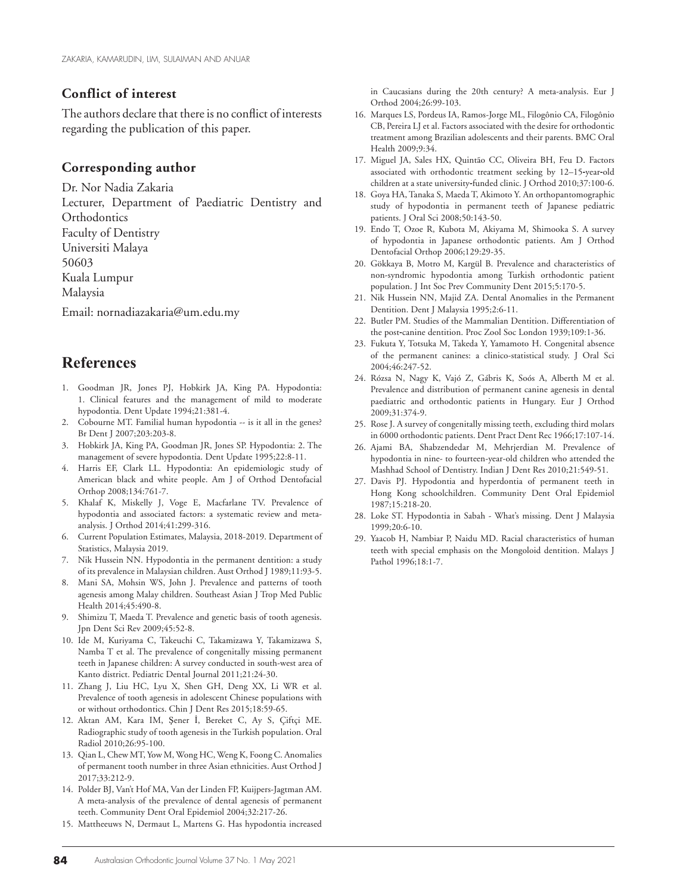## Conflict of interest

The authors declare that there is no conflict of interests regarding the publication of this paper.

## Corresponding author

Dr. Nor Nadia Zakaria
Lecturer, Department of Paediatric Dentistry and Orthodontics
Faculty of Dentistry
Universiti Malaya
50603
Kuala Lumpur
Malaysia

Email: nornadiazakaria@um.edu.my

# References

1. Goodman JR, Jones PJ, Hobkirk JA, King PA. Hypodontia: 1. Clinical features and the management of mild to moderate hypodontia. Dent Update 1994;21:381-4.
2. Cobourne MT. Familial human hypodontia -- is it all in the genes? Br Dent J 2007;203:203-8.
3. Hobkirk JA, King PA, Goodman JR, Jones SP. Hypodontia: 2. The management of severe hypodontia. Dent Update 1995;22:8-11.
4. Harris EF, Clark LL. Hypodontia: An epidemiologic study of American black and white people. Am J of Orthod Dentofacial Orthop 2008;134:761-7.
5. Khalaf K, Miskelly J, Voge E, Macfarlane TV. Prevalence of hypodontia and associated factors: a systematic review and meta-analysis. J Orthod 2014;41:299-316.
6. Current Population Estimates, Malaysia, 2018-2019. Department of Statistics, Malaysia 2019.
7. Nik Hussein NN. Hypodontia in the permanent dentition: a study of its prevalence in Malaysian children. Aust Orthod J 1989;11:93-5.
8. Mani SA, Mohsin WS, John J. Prevalence and patterns of tooth agenesis among Malay children. Southeast Asian J Trop Med Public Health 2014;45:490-8.
9. Shimizu T, Maeda T. Prevalence and genetic basis of tooth agenesis. Jpn Dent Sci Rev 2009;45:52-8.
10. Ide M, Kuriyama C, Takeuchi C, Takamizawa Y, Takamizawa S, Namba T et al. The prevalence of congenitally missing permanent teeth in Japanese children: A survey conducted in south-west area of Kanto district. Pediatric Dental Journal 2011;21:24-30.
11. Zhang J, Liu HC, Lyu X, Shen GH, Deng XX, Li WR et al. Prevalence of tooth agenesis in adolescent Chinese populations with or without orthodontics. Chin J Dent Res 2015;18:59-65.
12. Aktan AM, Kara IM, Şener İ, Bereket C, Ay S, Çiftçi ME. Radiographic study of tooth agenesis in the Turkish population. Oral Radiol 2010;26:95-100.
13. Qian L, Chew MT, Yow M, Wong HC, Weng K, Foong C. Anomalies of permanent tooth number in three Asian ethnicities. Aust Orthod J 2017;33:212-9.
14. Polder BJ, Van't Hof MA, Van der Linden FP, Kuijpers-Jagtman AM. A meta-analysis of the prevalence of dental agenesis of permanent teeth. Community Dent Oral Epidemiol 2004;32:217-26.
15. Mattheeuws N, Dermaut L, Martens G. Has hypodontia increased in Caucasians during the 20th century? A meta-analysis. Eur J Orthod 2004;26:99-103.
16. Marques LS, Pordeus IA, Ramos-Jorge ML, Filogônio CA, Filogônio CB, Pereira LJ et al. Factors associated with the desire for orthodontic treatment among Brazilian adolescents and their parents. BMC Oral Health 2009;9:34.
17. Miguel JA, Sales HX, Quintão CC, Oliveira BH, Feu D. Factors associated with orthodontic treatment seeking by 12–15-year-old children at a state university-funded clinic. J Orthod 2010;37:100-6.
18. Goya HA, Tanaka S, Maeda T, Akimoto Y. An orthopantomographic study of hypodontia in permanent teeth of Japanese pediatric patients. J Oral Sci 2008;50:143-50.
19. Endo T, Ozoe R, Kubota M, Akiyama M, Shimooka S. A survey of hypodontia in Japanese orthodontic patients. Am J Orthod Dentofacial Orthop 2006;129:29-35.
20. Gökkaya B, Motro M, Kargül B. Prevalence and characteristics of non-syndromic hypodontia among Turkish orthodontic patient population. J Int Soc Prev Community Dent 2015;5:170-5.
21. Nik Hussein NN, Majid ZA. Dental Anomalies in the Permanent Dentition. Dent J Malaysia 1995;2:6-11.
22. Butler PM. Studies of the Mammalian Dentition. Differentiation of the post-canine dentition. Proc Zool Soc London 1939;109:1-36.
23. Fukuta Y, Totsuka M, Takeda Y, Yamamoto H. Congenital absence of the permanent canines: a clinico-statistical study. J Oral Sci 2004;46:247-52.
24. Rózsa N, Nagy K, Vajó Z, Gábris K, Soós A, Alberth M et al. Prevalence and distribution of permanent canine agenesis in dental paediatric and orthodontic patients in Hungary. Eur J Orthod 2009;31:374-9.
25. Rose J. A survey of congenitally missing teeth, excluding third molars in 6000 orthodontic patients. Dent Pract Dent Rec 1966;17:107-14.
26. Ajami BA, Shabzendedar M, Mehrjerdian M. Prevalence of hypodontia in nine- to fourteen-year-old children who attended the Mashhad School of Dentistry. Indian J Dent Res 2010;21:549-51.
27. Davis PJ. Hypodontia and hyperdontia of permanent teeth in Hong Kong schoolchildren. Community Dent Oral Epidemiol 1987;15:218-20.
28. Loke ST. Hypodontia in Sabah - What's missing. Dent J Malaysia 1999;20:6-10.
29. Yaacob H, Nambiar P, Naidu MD. Racial characteristics of human teeth with special emphasis on the Mongoloid dentition. Malays J Pathol 1996;18:1-7.